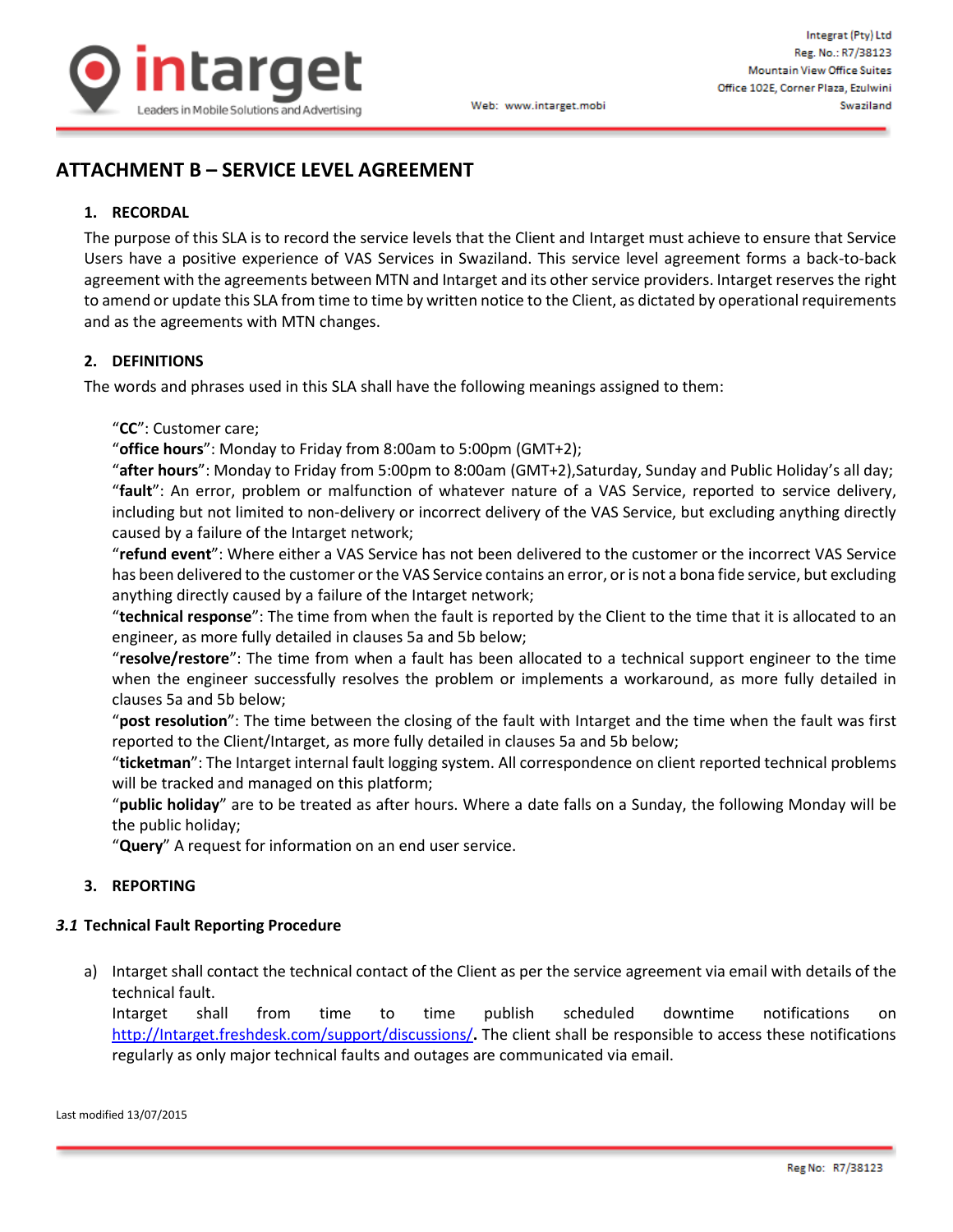# ATTACHMENT B – SERVICE LEVEL AGREEMENT

## 1. RECORDAL

The purpose of this SLA is to record the service levels that the Client and Intarget must achieve to ensure that Service Users have a positive experience of VAS Services in Swaziland. This service level agreement forms a back-to-back agreement with the agreements between MTN and Intarget and its other service providers. Intarget reserves the right to amend or update this SLA from time to time by written notice to the Client, as dictated by operational requirements and as the agreements with MTN changes.

## 2. DEFINITIONS

The words and phrases used in this SLA shall have the following meanings assigned to them:

"**CC**": Customer care;
"**office hours**": Monday to Friday from 8:00am to 5:00pm (GMT+2);
"**after hours**": Monday to Friday from 5:00pm to 8:00am (GMT+2),Saturday, Sunday and Public Holiday's all day;
"**fault**": An error, problem or malfunction of whatever nature of a VAS Service, reported to service delivery, including but not limited to non-delivery or incorrect delivery of the VAS Service, but excluding anything directly caused by a failure of the Intarget network;
"**refund event**": Where either a VAS Service has not been delivered to the customer or the incorrect VAS Service has been delivered to the customer or the VAS Service contains an error, or is not a bona fide service, but excluding anything directly caused by a failure of the Intarget network;
"**technical response**": The time from when the fault is reported by the Client to the time that it is allocated to an engineer, as more fully detailed in clauses 5a and 5b below;
"**resolve/restore**": The time from when a fault has been allocated to a technical support engineer to the time when the engineer successfully resolves the problem or implements a workaround, as more fully detailed in clauses 5a and 5b below;
"**post resolution**": The time between the closing of the fault with Intarget and the time when the fault was first reported to the Client/Intarget, as more fully detailed in clauses 5a and 5b below;
"**ticketman**": The Intarget internal fault logging system. All correspondence on client reported technical problems will be tracked and managed on this platform;
"**public holiday**" are to be treated as after hours. Where a date falls on a Sunday, the following Monday will be the public holiday;
"**Query**" A request for information on an end user service.

## 3. REPORTING

### *3.1* Technical Fault Reporting Procedure

a) Intarget shall contact the technical contact of the Client as per the service agreement via email with details of the technical fault.
Intarget shall from time to time publish scheduled downtime notifications on http://Intarget.freshdesk.com/support/discussions/. The client shall be responsible to access these notifications regularly as only major technical faults and outages are communicated via email.

Last modified 13/07/2015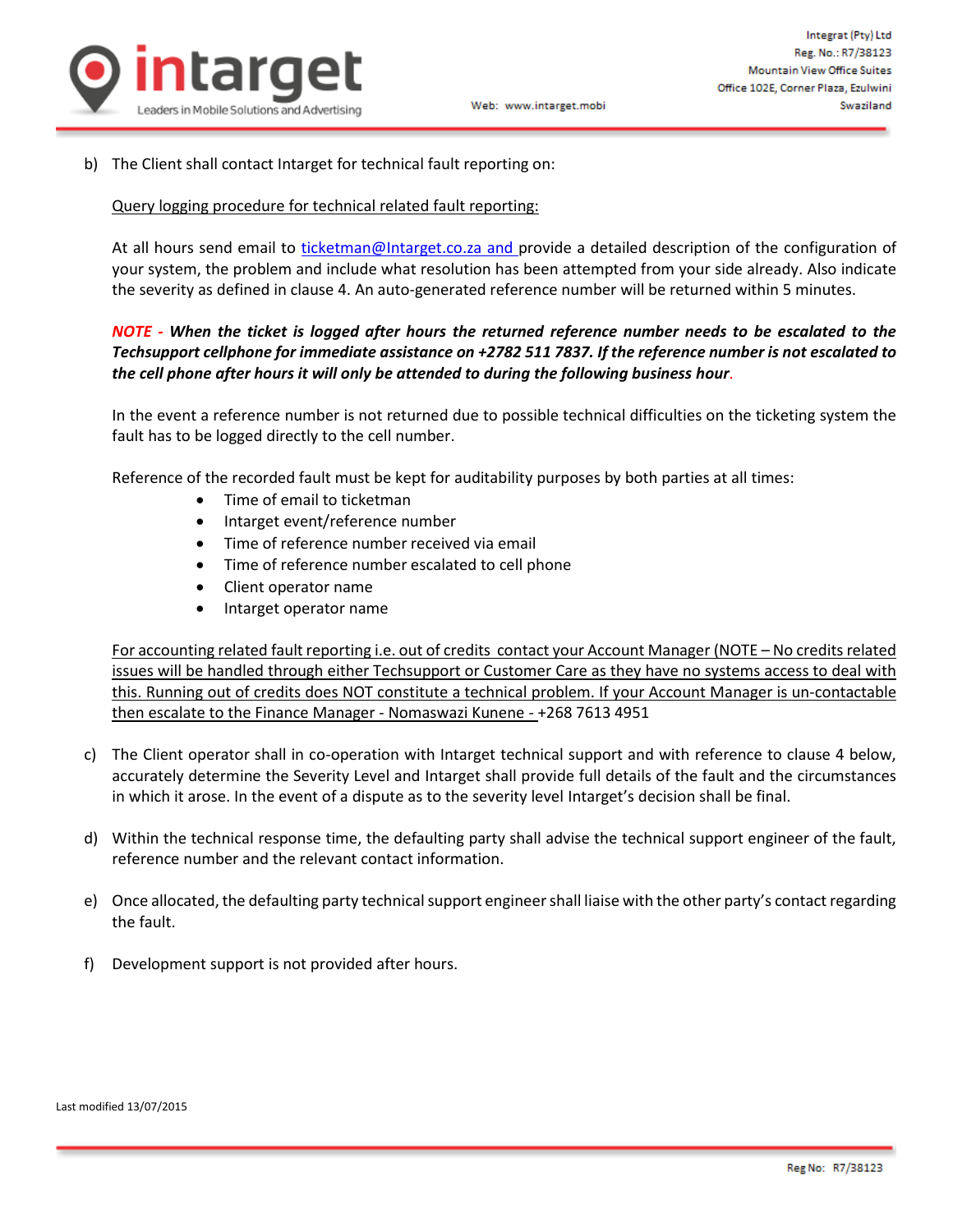b) The Client shall contact Intarget for technical fault reporting on:

Query logging procedure for technical related fault reporting:

At all hours send email to ticketman@Intarget.co.za and provide a detailed description of the configuration of your system, the problem and include what resolution has been attempted from your side already. Also indicate the severity as defined in clause 4. An auto-generated reference number will be returned within 5 minutes.

***NOTE - When the ticket is logged after hours the returned reference number needs to be escalated to the Techsupport cellphone for immediate assistance on +2782 511 7837. If the reference number is not escalated to the cell phone after hours it will only be attended to during the following business hour.***

In the event a reference number is not returned due to possible technical difficulties on the ticketing system the fault has to be logged directly to the cell number.

Reference of the recorded fault must be kept for auditability purposes by both parties at all times:

- Time of email to ticketman
- Intarget event/reference number
- Time of reference number received via email
- Time of reference number escalated to cell phone
- Client operator name
- Intarget operator name

For accounting related fault reporting i.e. out of credits contact your Account Manager (NOTE – No credits related issues will be handled through either Techsupport or Customer Care as they have no systems access to deal with this. Running out of credits does NOT constitute a technical problem. If your Account Manager is un-contactable then escalate to the Finance Manager - Nomaswazi Kunene - +268 7613 4951

c) The Client operator shall in co-operation with Intarget technical support and with reference to clause 4 below, accurately determine the Severity Level and Intarget shall provide full details of the fault and the circumstances in which it arose. In the event of a dispute as to the severity level Intarget's decision shall be final.

d) Within the technical response time, the defaulting party shall advise the technical support engineer of the fault, reference number and the relevant contact information.

e) Once allocated, the defaulting party technical support engineer shall liaise with the other party's contact regarding the fault.

f) Development support is not provided after hours.

Last modified 13/07/2015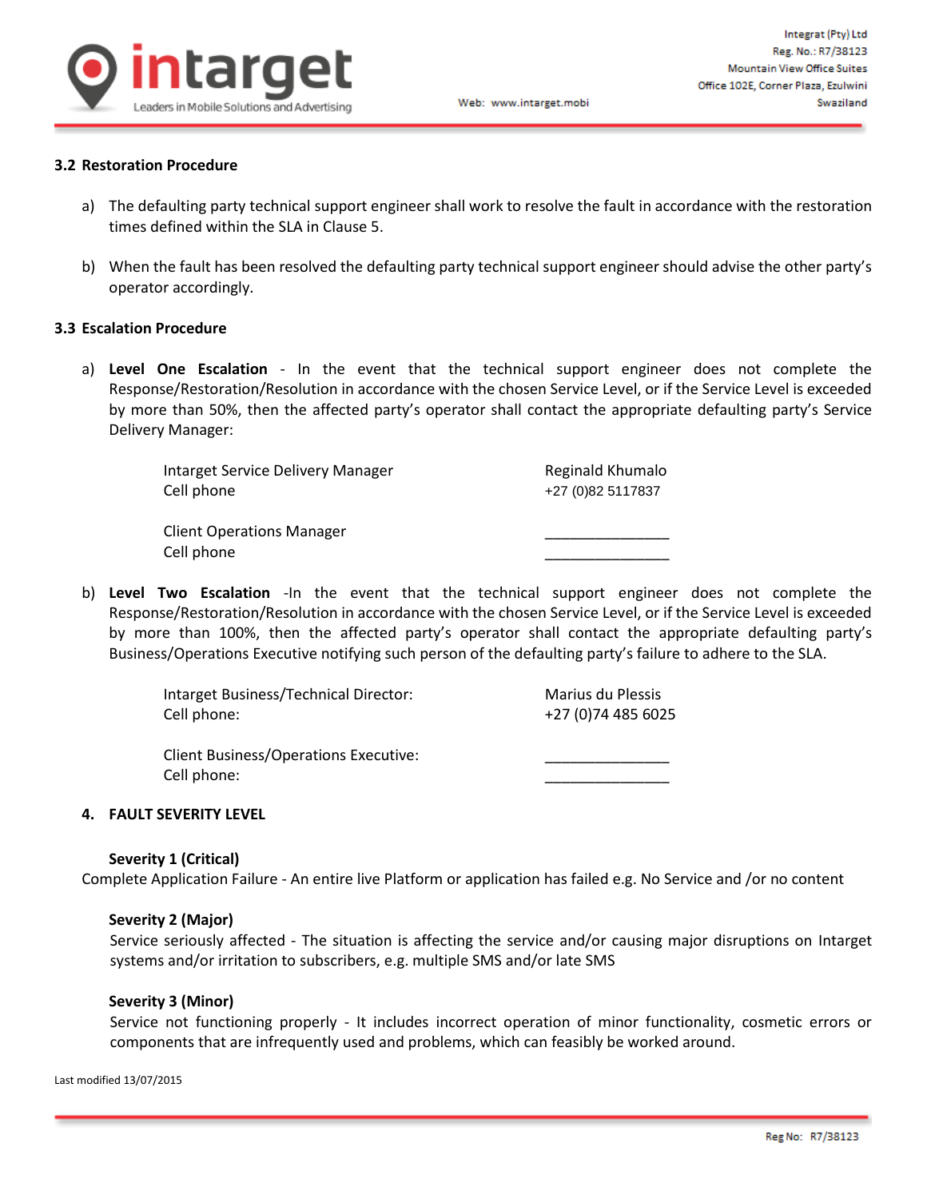### 3.2 Restoration Procedure

a) The defaulting party technical support engineer shall work to resolve the fault in accordance with the restoration times defined within the SLA in Clause 5.

b) When the fault has been resolved the defaulting party technical support engineer should advise the other party's operator accordingly.

### 3.3 Escalation Procedure

a) **Level One Escalation** - In the event that the technical support engineer does not complete the Response/Restoration/Resolution in accordance with the chosen Service Level, or if the Service Level is exceeded by more than 50%, then the affected party's operator shall contact the appropriate defaulting party's Service Delivery Manager:

| | |
|---|---|
| Intarget Service Delivery Manager | Reginald Khumalo |
| Cell phone | +27 (0)82 5117837 |
| Client Operations Manager | _______________ |
| Cell phone | _______________ |

b) **Level Two Escalation** -In the event that the technical support engineer does not complete the Response/Restoration/Resolution in accordance with the chosen Service Level, or if the Service Level is exceeded by more than 100%, then the affected party's operator shall contact the appropriate defaulting party's Business/Operations Executive notifying such person of the defaulting party's failure to adhere to the SLA.

| | |
|---|---|
| Intarget Business/Technical Director: | Marius du Plessis |
| Cell phone: | +27 (0)74 485 6025 |
| Client Business/Operations Executive: | _______________ |
| Cell phone: | _______________ |

## 4. FAULT SEVERITY LEVEL

**Severity 1 (Critical)**

Complete Application Failure - An entire live Platform or application has failed e.g. No Service and /or no content

**Severity 2 (Major)**

Service seriously affected - The situation is affecting the service and/or causing major disruptions on Intarget systems and/or irritation to subscribers, e.g. multiple SMS and/or late SMS

**Severity 3 (Minor)**

Service not functioning properly - It includes incorrect operation of minor functionality, cosmetic errors or components that are infrequently used and problems, which can feasibly be worked around.

Last modified 13/07/2015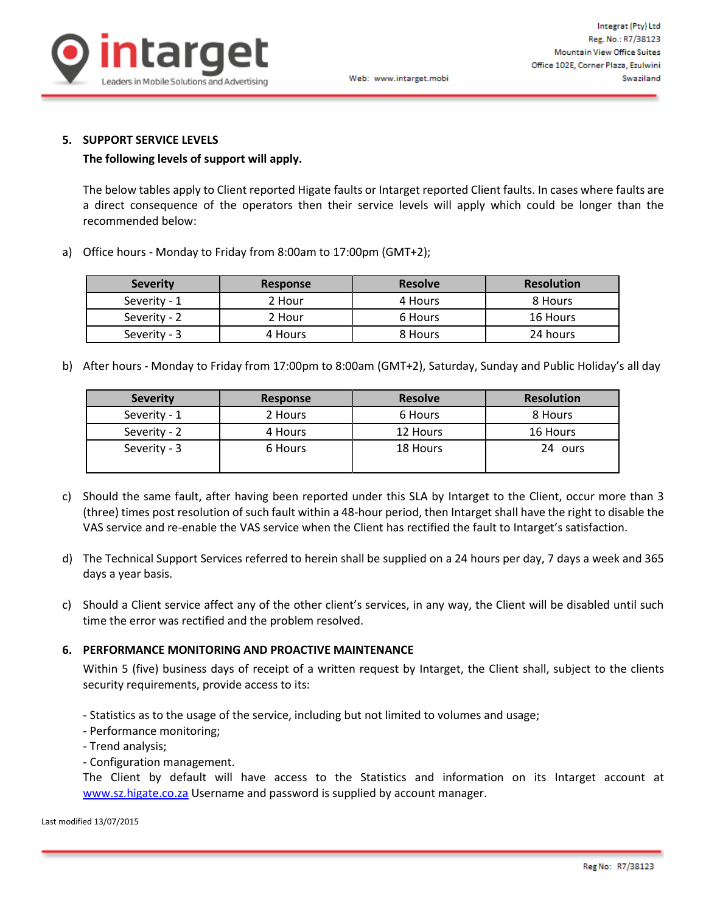## 5. SUPPORT SERVICE LEVELS

**The following levels of support will apply.**

The below tables apply to Client reported Higate faults or Intarget reported Client faults. In cases where faults are a direct consequence of the operators then their service levels will apply which could be longer than the recommended below:

a) Office hours - Monday to Friday from 8:00am to 17:00pm (GMT+2);

| Severity | Response | Resolve | Resolution |
|---|---|---|---|
| Severity - 1 | 2 Hour | 4 Hours | 8 Hours |
| Severity - 2 | 2 Hour | 6 Hours | 16 Hours |
| Severity - 3 | 4 Hours | 8 Hours | 24 hours |

b) After hours - Monday to Friday from 17:00pm to 8:00am (GMT+2), Saturday, Sunday and Public Holiday's all day

| Severity | Response | Resolve | Resolution |
|---|---|---|---|
| Severity - 1 | 2 Hours | 6 Hours | 8 Hours |
| Severity - 2 | 4 Hours | 12 Hours | 16 Hours |
| Severity - 3 | 6 Hours | 18 Hours | 24 ours |

c) Should the same fault, after having been reported under this SLA by Intarget to the Client, occur more than 3 (three) times post resolution of such fault within a 48-hour period, then Intarget shall have the right to disable the VAS service and re-enable the VAS service when the Client has rectified the fault to Intarget's satisfaction.

d) The Technical Support Services referred to herein shall be supplied on a 24 hours per day, 7 days a week and 365 days a year basis.

c) Should a Client service affect any of the other client's services, in any way, the Client will be disabled until such time the error was rectified and the problem resolved.

## 6. PERFORMANCE MONITORING AND PROACTIVE MAINTENANCE

Within 5 (five) business days of receipt of a written request by Intarget, the Client shall, subject to the clients security requirements, provide access to its:

- Statistics as to the usage of the service, including but not limited to volumes and usage;
- Performance monitoring;
- Trend analysis;
- Configuration management.

The Client by default will have access to the Statistics and information on its Intarget account at www.sz.higate.co.za Username and password is supplied by account manager.

Last modified 13/07/2015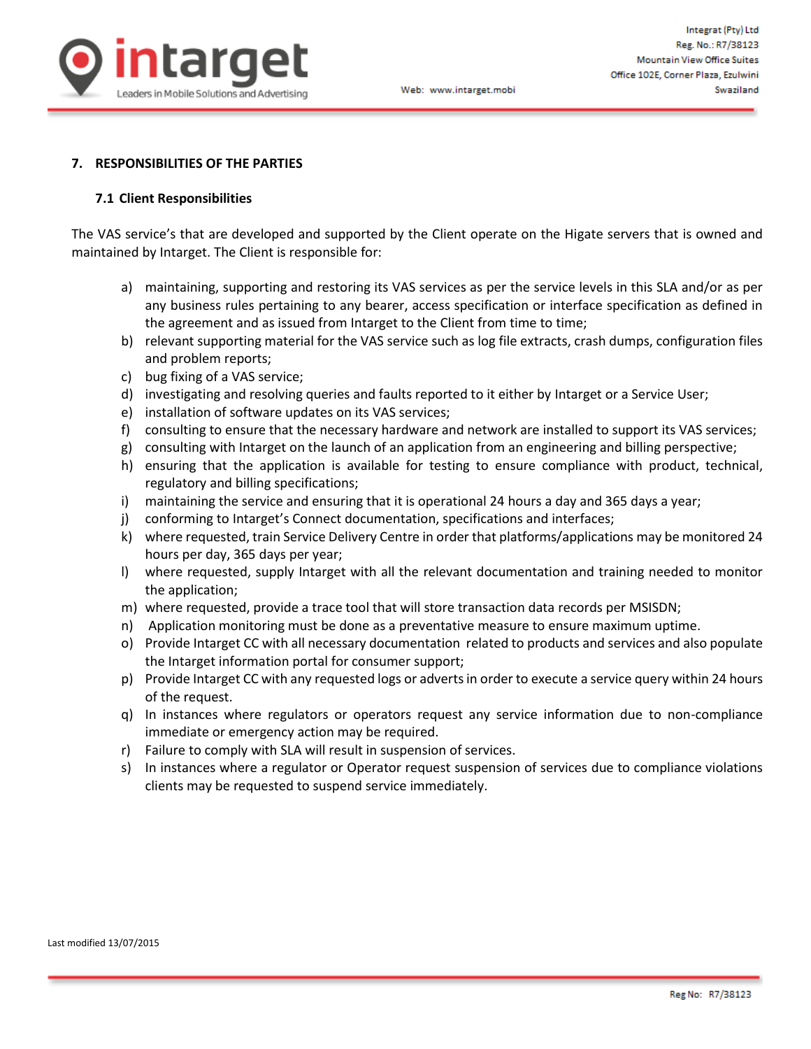## 7. RESPONSIBILITIES OF THE PARTIES

### 7.1 Client Responsibilities

The VAS service's that are developed and supported by the Client operate on the Higate servers that is owned and maintained by Intarget. The Client is responsible for:

a) maintaining, supporting and restoring its VAS services as per the service levels in this SLA and/or as per any business rules pertaining to any bearer, access specification or interface specification as defined in the agreement and as issued from Intarget to the Client from time to time;
b) relevant supporting material for the VAS service such as log file extracts, crash dumps, configuration files and problem reports;
c) bug fixing of a VAS service;
d) investigating and resolving queries and faults reported to it either by Intarget or a Service User;
e) installation of software updates on its VAS services;
f) consulting to ensure that the necessary hardware and network are installed to support its VAS services;
g) consulting with Intarget on the launch of an application from an engineering and billing perspective;
h) ensuring that the application is available for testing to ensure compliance with product, technical, regulatory and billing specifications;
i) maintaining the service and ensuring that it is operational 24 hours a day and 365 days a year;
j) conforming to Intarget's Connect documentation, specifications and interfaces;
k) where requested, train Service Delivery Centre in order that platforms/applications may be monitored 24 hours per day, 365 days per year;
l) where requested, supply Intarget with all the relevant documentation and training needed to monitor the application;
m) where requested, provide a trace tool that will store transaction data records per MSISDN;
n) Application monitoring must be done as a preventative measure to ensure maximum uptime.
o) Provide Intarget CC with all necessary documentation related to products and services and also populate the Intarget information portal for consumer support;
p) Provide Intarget CC with any requested logs or adverts in order to execute a service query within 24 hours of the request.
q) In instances where regulators or operators request any service information due to non-compliance immediate or emergency action may be required.
r) Failure to comply with SLA will result in suspension of services.
s) In instances where a regulator or Operator request suspension of services due to compliance violations clients may be requested to suspend service immediately.

Last modified 13/07/2015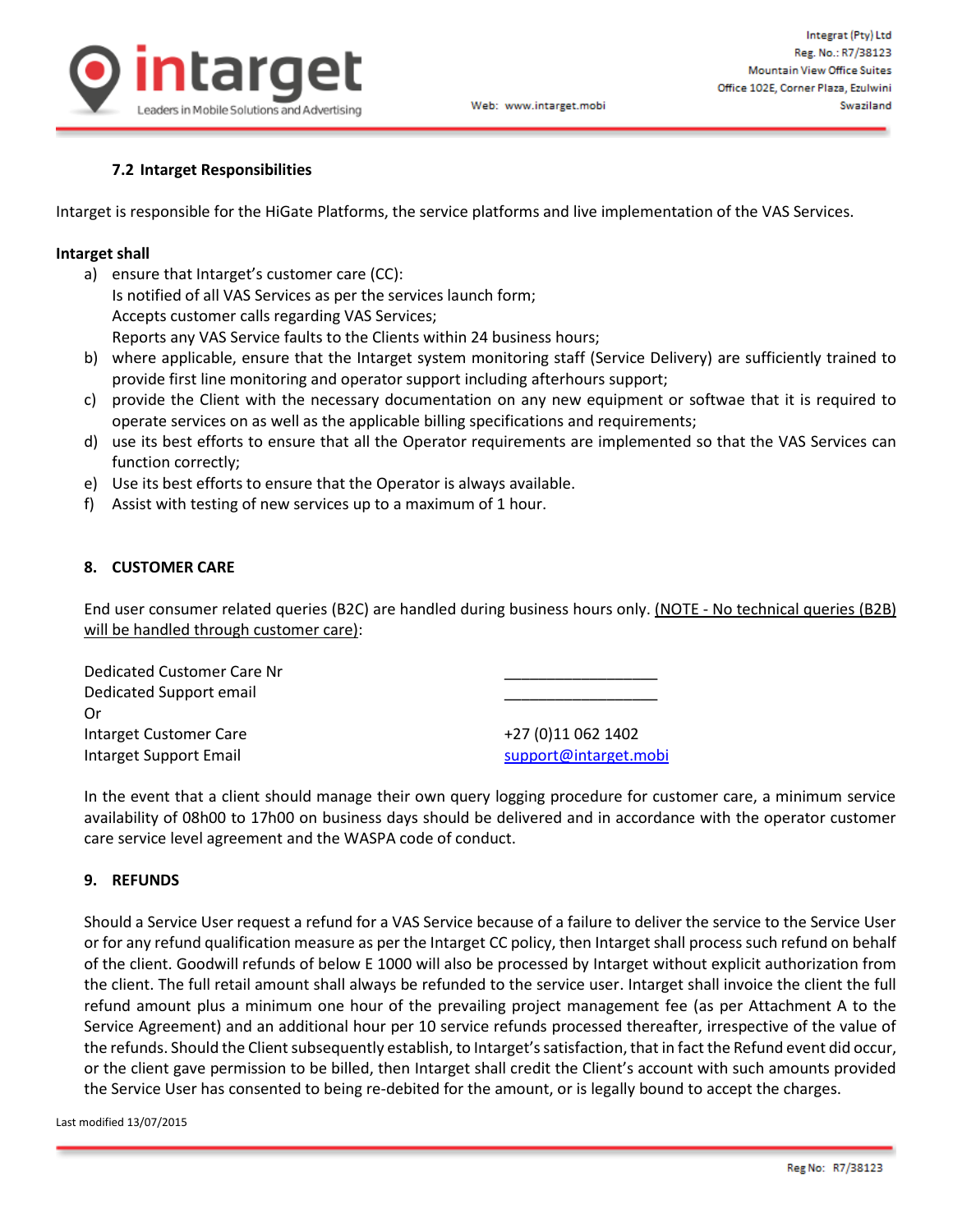### 7.2 Intarget Responsibilities

Intarget is responsible for the HiGate Platforms, the service platforms and live implementation of the VAS Services.

**Intarget shall**

a) ensure that Intarget's customer care (CC):
   Is notified of all VAS Services as per the services launch form;
   Accepts customer calls regarding VAS Services;
   Reports any VAS Service faults to the Clients within 24 business hours;
b) where applicable, ensure that the Intarget system monitoring staff (Service Delivery) are sufficiently trained to provide first line monitoring and operator support including afterhours support;
c) provide the Client with the necessary documentation on any new equipment or softwae that it is required to operate services on as well as the applicable billing specifications and requirements;
d) use its best efforts to ensure that all the Operator requirements are implemented so that the VAS Services can function correctly;
e) Use its best efforts to ensure that the Operator is always available.
f) Assist with testing of new services up to a maximum of 1 hour.

## 8. CUSTOMER CARE

End user consumer related queries (B2C) are handled during business hours only. <u>(NOTE - No technical queries (B2B) will be handled through customer care)</u>:

| | |
|---|---|
| Dedicated Customer Care Nr | ___________________ |
| Dedicated Support email | ___________________ |
| Or | |
| Intarget Customer Care | +27 (0)11 062 1402 |
| Intarget Support Email | support@intarget.mobi |

In the event that a client should manage their own query logging procedure for customer care, a minimum service availability of 08h00 to 17h00 on business days should be delivered and in accordance with the operator customer care service level agreement and the WASPA code of conduct.

## 9. REFUNDS

Should a Service User request a refund for a VAS Service because of a failure to deliver the service to the Service User or for any refund qualification measure as per the Intarget CC policy, then Intarget shall process such refund on behalf of the client. Goodwill refunds of below E 1000 will also be processed by Intarget without explicit authorization from the client. The full retail amount shall always be refunded to the service user. Intarget shall invoice the client the full refund amount plus a minimum one hour of the prevailing project management fee (as per Attachment A to the Service Agreement) and an additional hour per 10 service refunds processed thereafter, irrespective of the value of the refunds. Should the Client subsequently establish, to Intarget's satisfaction, that in fact the Refund event did occur, or the client gave permission to be billed, then Intarget shall credit the Client's account with such amounts provided the Service User has consented to being re-debited for the amount, or is legally bound to accept the charges.

Last modified 13/07/2015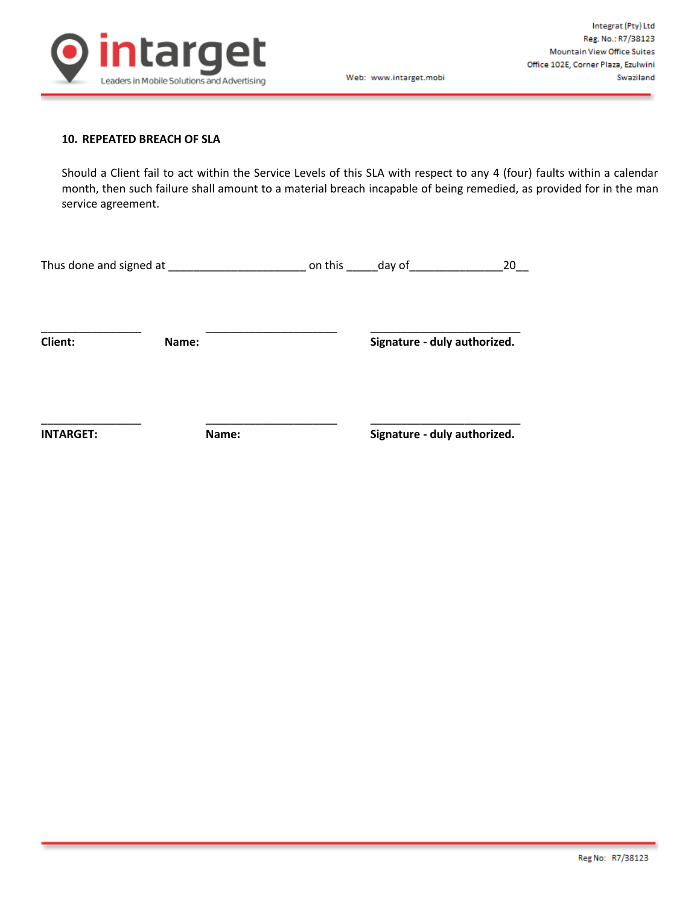## 10. REPEATED BREACH OF SLA

Should a Client fail to act within the Service Levels of this SLA with respect to any 4 (four) faults within a calendar month, then such failure shall amount to a material breach incapable of being remedied, as provided for in the man service agreement.

Thus done and signed at ______________________ on this _____day of_______________20__

________________ ______________________ _________________________

**Client:** **Name:** **Signature - duly authorized.**

________________ ______________________ _________________________

**INTARGET:** **Name:** **Signature - duly authorized.**